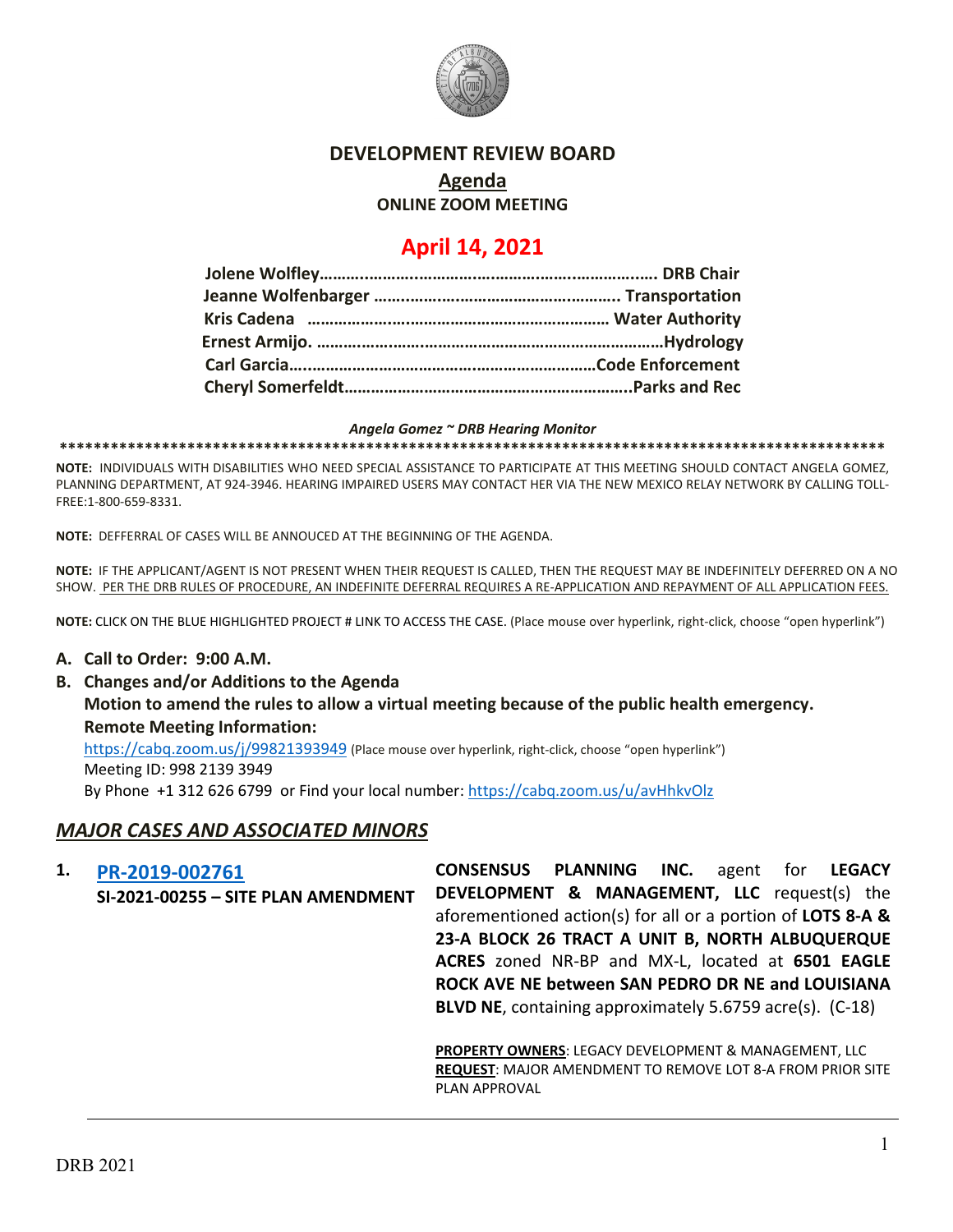# DEVELOPMENT REVIEW BOARD

## Agenda

### ONLINE ZOOM MEETING

## April 14, 2021

**Jolene Wolfley……….…………….………….…………..……………..... DRB Chair**
**Jeanne Wolfenbarger …….……………………………….………. Transportation**
**Kris Cadena ……………….………………………………………… Water Authority**
**Ernest Armijo. …………….………………………………………………Hydrology**
**Carl Garcia……………………………….…………………………Code Enforcement**
**Cheryl Somerfeldt………………………………………………………..Parks and Rec**

***Angela Gomez ~ DRB Hearing Monitor***

**************************************************************************************************

**NOTE:** INDIVIDUALS WITH DISABILITIES WHO NEED SPECIAL ASSISTANCE TO PARTICIPATE AT THIS MEETING SHOULD CONTACT ANGELA GOMEZ, PLANNING DEPARTMENT, AT 924-3946. HEARING IMPAIRED USERS MAY CONTACT HER VIA THE NEW MEXICO RELAY NETWORK BY CALLING TOLL-FREE:1-800-659-8331.

**NOTE:** DEFFERRAL OF CASES WILL BE ANNOUCED AT THE BEGINNING OF THE AGENDA.

**NOTE:** IF THE APPLICANT/AGENT IS NOT PRESENT WHEN THEIR REQUEST IS CALLED, THEN THE REQUEST MAY BE INDEFINITELY DEFERRED ON A NO SHOW. PER THE DRB RULES OF PROCEDURE, AN INDEFINITE DEFERRAL REQUIRES A RE-APPLICATION AND REPAYMENT OF ALL APPLICATION FEES.

**NOTE:** CLICK ON THE BLUE HIGHLIGHTED PROJECT # LINK TO ACCESS THE CASE. (Place mouse over hyperlink, right-click, choose "open hyperlink")

**A. Call to Order: 9:00 A.M.**

**B. Changes and/or Additions to the Agenda**
**Motion to amend the rules to allow a virtual meeting because of the public health emergency.**
**Remote Meeting Information:**
https://cabq.zoom.us/j/99821393949 (Place mouse over hyperlink, right-click, choose "open hyperlink")
Meeting ID: 998 2139 3949
By Phone +1 312 626 6799 or Find your local number: https://cabq.zoom.us/u/avHhkvOlz

## *MAJOR CASES AND ASSOCIATED MINORS*

**1. PR-2019-002761**
**SI-2021-00255 – SITE PLAN AMENDMENT**

**CONSENSUS PLANNING INC.** agent for **LEGACY DEVELOPMENT & MANAGEMENT, LLC** request(s) the aforementioned action(s) for all or a portion of **LOTS 8-A & 23-A BLOCK 26 TRACT A UNIT B, NORTH ALBUQUERQUE ACRES** zoned NR-BP and MX-L, located at **6501 EAGLE ROCK AVE NE between SAN PEDRO DR NE and LOUISIANA BLVD NE**, containing approximately 5.6759 acre(s). (C-18)

**PROPERTY OWNERS**: LEGACY DEVELOPMENT & MANAGEMENT, LLC
**REQUEST**: MAJOR AMENDMENT TO REMOVE LOT 8-A FROM PRIOR SITE PLAN APPROVAL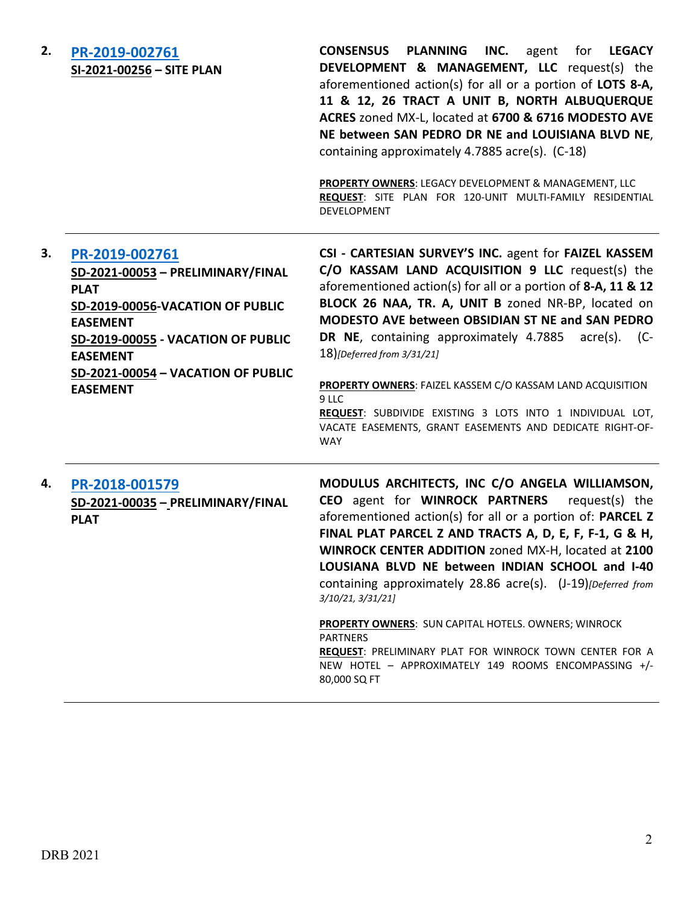2. **PR-2019-002761**
   **SI-2021-00256 – SITE PLAN**

**CONSENSUS PLANNING INC.** agent for **LEGACY DEVELOPMENT & MANAGEMENT, LLC** request(s) the aforementioned action(s) for all or a portion of **LOTS 8-A, 11 & 12, 26 TRACT A UNIT B, NORTH ALBUQUERQUE ACRES** zoned MX-L, located at **6700 & 6716 MODESTO AVE NE between SAN PEDRO DR NE and LOUISIANA BLVD NE**, containing approximately 4.7885 acre(s). (C-18)

**PROPERTY OWNERS**: LEGACY DEVELOPMENT & MANAGEMENT, LLC
**REQUEST**: SITE PLAN FOR 120-UNIT MULTI-FAMILY RESIDENTIAL DEVELOPMENT

---

3. **PR-2019-002761**
   **SD-2021-00053 – PRELIMINARY/FINAL PLAT**
   **SD-2019-00056-VACATION OF PUBLIC EASEMENT**
   **SD-2019-00055 - VACATION OF PUBLIC EASEMENT**
   **SD-2021-00054 – VACATION OF PUBLIC EASEMENT**

**CSI - CARTESIAN SURVEY'S INC.** agent for **FAIZEL KASSEM C/O KASSAM LAND ACQUISITION 9 LLC** request(s) the aforementioned action(s) for all or a portion of **8-A, 11 & 12 BLOCK 26 NAA, TR. A, UNIT B** zoned NR-BP, located on **MODESTO AVE between OBSIDIAN ST NE and SAN PEDRO DR NE**, containing approximately 4.7885 acre(s). (C-18)*[Deferred from 3/31/21]*

**PROPERTY OWNERS**: FAIZEL KASSEM C/O KASSAM LAND ACQUISITION 9 LLC
**REQUEST**: SUBDIVIDE EXISTING 3 LOTS INTO 1 INDIVIDUAL LOT, VACATE EASEMENTS, GRANT EASEMENTS AND DEDICATE RIGHT-OF-WAY

---

4. **PR-2018-001579**
   **SD-2021-00035 – PRELIMINARY/FINAL PLAT**

**MODULUS ARCHITECTS, INC C/O ANGELA WILLIAMSON, CEO** agent for **WINROCK PARTNERS** request(s) the aforementioned action(s) for all or a portion of: **PARCEL Z FINAL PLAT PARCEL Z AND TRACTS A, D, E, F, F-1, G & H, WINROCK CENTER ADDITION** zoned MX-H, located at **2100 LOUSIANA BLVD NE between INDIAN SCHOOL and I-40** containing approximately 28.86 acre(s). (J-19)*[Deferred from 3/10/21, 3/31/21]*

**PROPERTY OWNERS**: SUN CAPITAL HOTELS. OWNERS; WINROCK PARTNERS
**REQUEST**: PRELIMINARY PLAT FOR WINROCK TOWN CENTER FOR A NEW HOTEL – APPROXIMATELY 149 ROOMS ENCOMPASSING +/- 80,000 SQ FT

---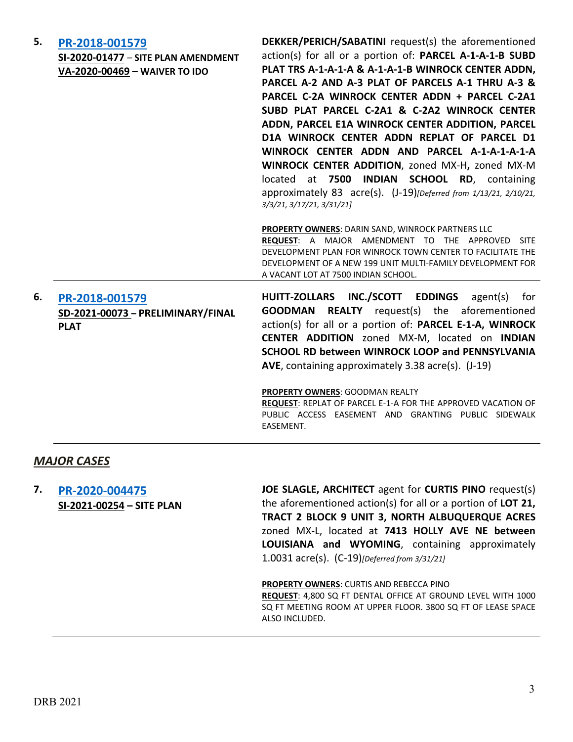| | | |
|---|---|---|
| **5.** | **PR-2018-001579**<br>**SI-2020-01477** – **SITE PLAN AMENDMENT**<br>**VA-2020-00469 – WAIVER TO IDO** | **DEKKER/PERICH/SABATINI** request(s) the aforementioned action(s) for all or a portion of: **PARCEL A-1-A-1-B SUBD PLAT TRS A-1-A-1-A & A-1-A-1-B WINROCK CENTER ADDN, PARCEL A-2 AND A-3 PLAT OF PARCELS A-1 THRU A-3 & PARCEL C-2A WINROCK CENTER ADDN + PARCEL C-2A1 SUBD PLAT PARCEL C-2A1 & C-2A2 WINROCK CENTER ADDN, PARCEL E1A WINROCK CENTER ADDITION, PARCEL D1A WINROCK CENTER ADDN REPLAT OF PARCEL D1 WINROCK CENTER ADDN AND PARCEL A-1-A-1-A-1-A WINROCK CENTER ADDITION**, zoned MX-H**,** zoned MX-M located at **7500 INDIAN SCHOOL RD**, containing approximately 83 acre(s). (J-19)*[Deferred from 1/13/21, 2/10/21, 3/3/21, 3/17/21, 3/31/21]*<br><br>**PROPERTY OWNERS**: DARIN SAND, WINROCK PARTNERS LLC<br>**REQUEST**: A MAJOR AMENDMENT TO THE APPROVED SITE DEVELOPMENT PLAN FOR WINROCK TOWN CENTER TO FACILITATE THE DEVELOPMENT OF A NEW 199 UNIT MULTI-FAMILY DEVELOPMENT FOR A VACANT LOT AT 7500 INDIAN SCHOOL. |
| **6.** | **PR-2018-001579**<br>**SD-2021-00073 – PRELIMINARY/FINAL PLAT** | **HUITT-ZOLLARS INC./SCOTT EDDINGS** agent(s) for **GOODMAN REALTY** request(s) the aforementioned action(s) for all or a portion of: **PARCEL E-1-A, WINROCK CENTER ADDITION** zoned MX-M, located on **INDIAN SCHOOL RD between WINROCK LOOP and PENNSYLVANIA AVE**, containing approximately 3.38 acre(s). (J-19)<br><br>**PROPERTY OWNERS**: GOODMAN REALTY<br>**REQUEST**: REPLAT OF PARCEL E-1-A FOR THE APPROVED VACATION OF PUBLIC ACCESS EASEMENT AND GRANTING PUBLIC SIDEWALK EASEMENT. |

## *MAJOR CASES*

| | | |
|---|---|---|
| **7.** | **PR-2020-004475**<br>**SI-2021-00254 – SITE PLAN** | **JOE SLAGLE, ARCHITECT** agent for **CURTIS PINO** request(s) the aforementioned action(s) for all or a portion of **LOT 21, TRACT 2 BLOCK 9 UNIT 3, NORTH ALBUQUERQUE ACRES** zoned MX-L, located at **7413 HOLLY AVE NE between LOUISIANA and WYOMING**, containing approximately 1.0031 acre(s). (C-19)*[Deferred from 3/31/21]*<br><br>**PROPERTY OWNERS**: CURTIS AND REBECCA PINO<br>**REQUEST**: 4,800 SQ FT DENTAL OFFICE AT GROUND LEVEL WITH 1000 SQ FT MEETING ROOM AT UPPER FLOOR. 3800 SQ FT OF LEASE SPACE ALSO INCLUDED. |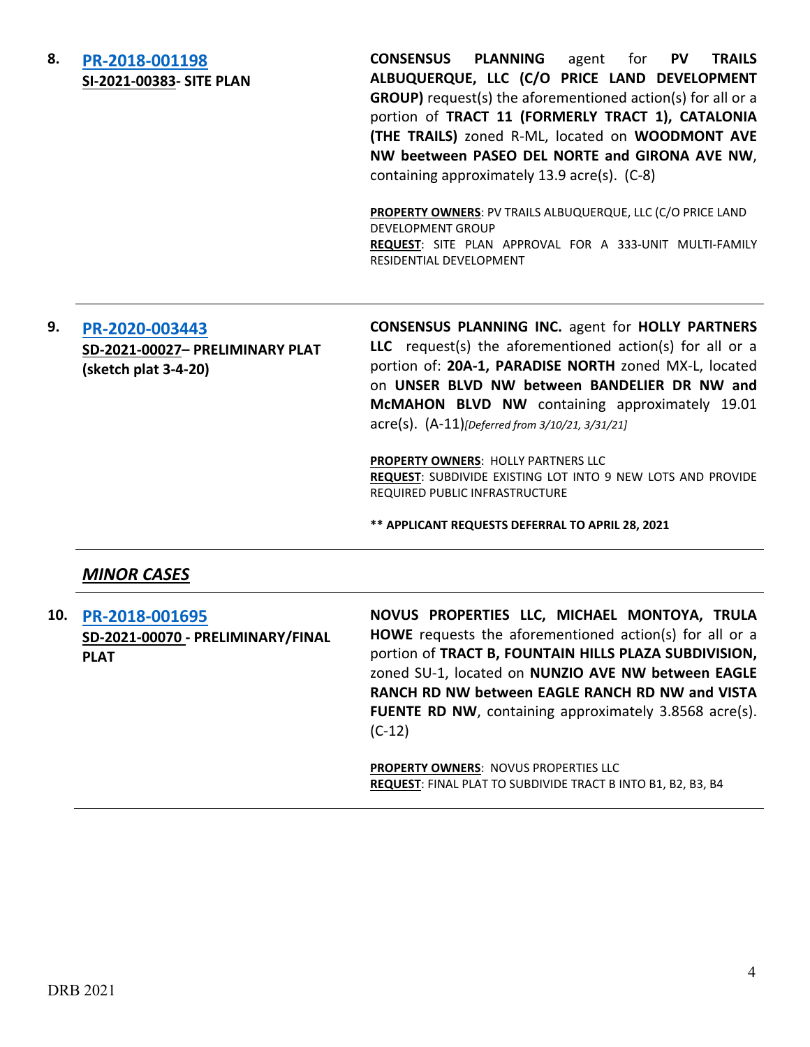**8.** **PR-2018-001198**
**SI-2021-00383- SITE PLAN**

**CONSENSUS PLANNING** agent for **PV TRAILS ALBUQUERQUE, LLC (C/O PRICE LAND DEVELOPMENT GROUP)** request(s) the aforementioned action(s) for all or a portion of **TRACT 11 (FORMERLY TRACT 1), CATALONIA (THE TRAILS)** zoned R-ML, located on **WOODMONT AVE NW beetween PASEO DEL NORTE and GIRONA AVE NW**, containing approximately 13.9 acre(s). (C-8)

**PROPERTY OWNERS**: PV TRAILS ALBUQUERQUE, LLC (C/O PRICE LAND DEVELOPMENT GROUP
**REQUEST**: SITE PLAN APPROVAL FOR A 333-UNIT MULTI-FAMILY RESIDENTIAL DEVELOPMENT

---

**9.** **PR-2020-003443**
**SD-2021-00027– PRELIMINARY PLAT (sketch plat 3-4-20)**

**CONSENSUS PLANNING INC.** agent for **HOLLY PARTNERS LLC** request(s) the aforementioned action(s) for all or a portion of: **20A-1, PARADISE NORTH** zoned MX-L, located on **UNSER BLVD NW between BANDELIER DR NW and McMAHON BLVD NW** containing approximately 19.01 acre(s). (A-11)*[Deferred from 3/10/21, 3/31/21]*

**PROPERTY OWNERS**: HOLLY PARTNERS LLC
**REQUEST**: SUBDIVIDE EXISTING LOT INTO 9 NEW LOTS AND PROVIDE REQUIRED PUBLIC INFRASTRUCTURE

**\*\* APPLICANT REQUESTS DEFERRAL TO APRIL 28, 2021**

---

## ***MINOR CASES***

---

**10.** **PR-2018-001695**
**SD-2021-00070 - PRELIMINARY/FINAL PLAT**

**NOVUS PROPERTIES LLC, MICHAEL MONTOYA, TRULA HOWE** requests the aforementioned action(s) for all or a portion of **TRACT B, FOUNTAIN HILLS PLAZA SUBDIVISION,** zoned SU-1, located on **NUNZIO AVE NW between EAGLE RANCH RD NW between EAGLE RANCH RD NW and VISTA FUENTE RD NW**, containing approximately 3.8568 acre(s). (C-12)

**PROPERTY OWNERS**: NOVUS PROPERTIES LLC
**REQUEST**: FINAL PLAT TO SUBDIVIDE TRACT B INTO B1, B2, B3, B4

---

DRB 2021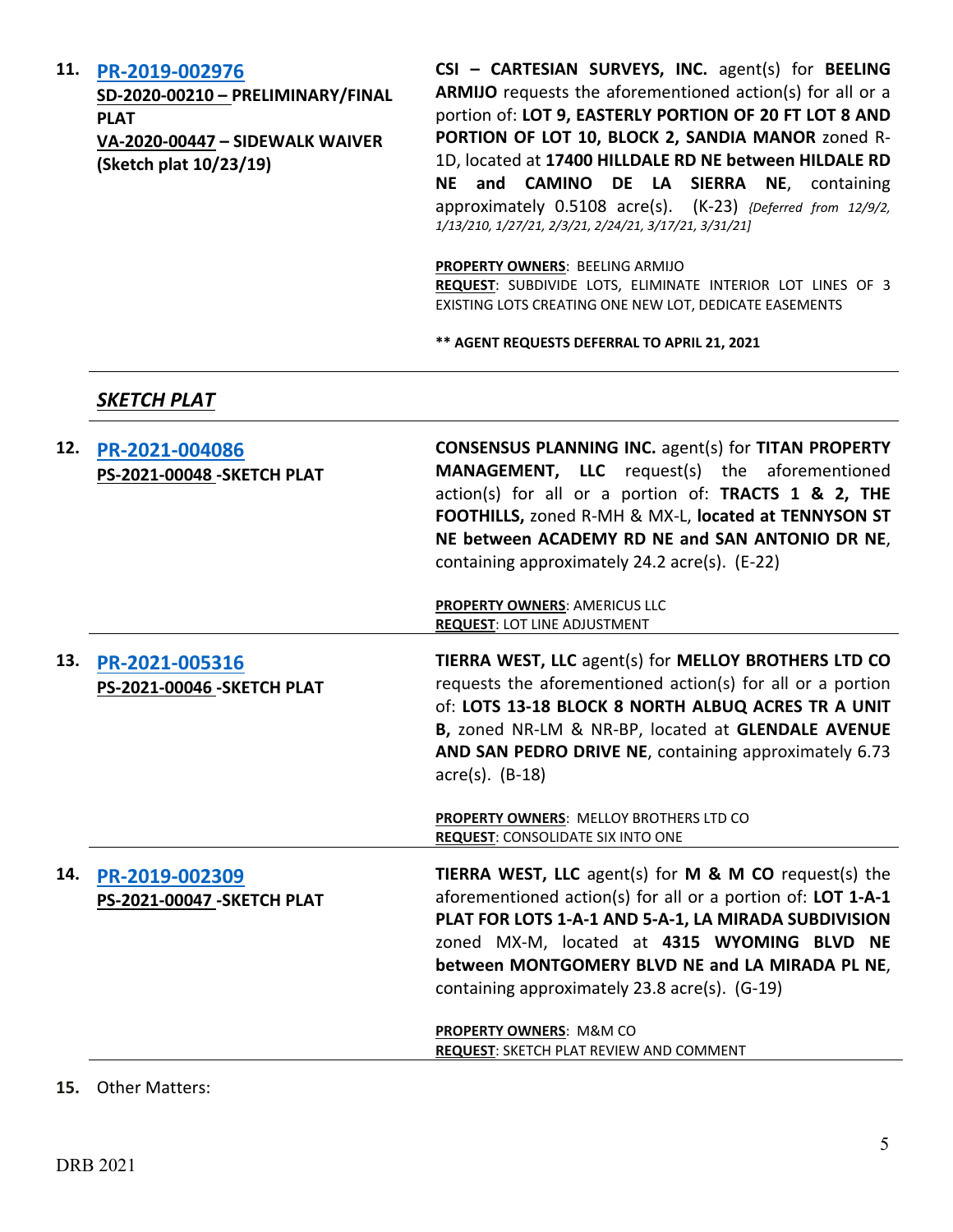**11.** **PR-2019-002976**
**SD-2020-00210 – PRELIMINARY/FINAL PLAT**
**VA-2020-00447 – SIDEWALK WAIVER**
**(Sketch plat 10/23/19)**

**CSI – CARTESIAN SURVEYS, INC.** agent(s) for **BEELING ARMIJO** requests the aforementioned action(s) for all or a portion of: **LOT 9, EASTERLY PORTION OF 20 FT LOT 8 AND PORTION OF LOT 10, BLOCK 2, SANDIA MANOR** zoned R-1D, located at **17400 HILLDALE RD NE between HILDALE RD NE and CAMINO DE LA SIERRA NE**, containing approximately 0.5108 acre(s). (K-23) *{Deferred from 12/9/2, 1/13/210, 1/27/21, 2/3/21, 2/24/21, 3/17/21, 3/31/21]*

**PROPERTY OWNERS**: BEELING ARMIJO
**REQUEST**: SUBDIVIDE LOTS, ELIMINATE INTERIOR LOT LINES OF 3 EXISTING LOTS CREATING ONE NEW LOT, DEDICATE EASEMENTS

**\*\* AGENT REQUESTS DEFERRAL TO APRIL 21, 2021**

---

## *SKETCH PLAT*

---

**12.** **PR-2021-004086**
**PS-2021-00048 -SKETCH PLAT**

**CONSENSUS PLANNING INC.** agent(s) for **TITAN PROPERTY MANAGEMENT, LLC** request(s) the aforementioned action(s) for all or a portion of: **TRACTS 1 & 2, THE FOOTHILLS,** zoned R-MH & MX-L, **located at TENNYSON ST NE between ACADEMY RD NE and SAN ANTONIO DR NE**, containing approximately 24.2 acre(s). (E-22)

**PROPERTY OWNERS**: AMERICUS LLC
**REQUEST**: LOT LINE ADJUSTMENT

---

**13.** **PR-2021-005316**
**PS-2021-00046 -SKETCH PLAT**

**TIERRA WEST, LLC** agent(s) for **MELLOY BROTHERS LTD CO** requests the aforementioned action(s) for all or a portion of: **LOTS 13-18 BLOCK 8 NORTH ALBUQ ACRES TR A UNIT B,** zoned NR-LM & NR-BP, located at **GLENDALE AVENUE AND SAN PEDRO DRIVE NE**, containing approximately 6.73 acre(s). (B-18)

**PROPERTY OWNERS**: MELLOY BROTHERS LTD CO
**REQUEST**: CONSOLIDATE SIX INTO ONE

---

**14.** **PR-2019-002309**
**PS-2021-00047 -SKETCH PLAT**

**TIERRA WEST, LLC** agent(s) for **M & M CO** request(s) the aforementioned action(s) for all or a portion of: **LOT 1-A-1 PLAT FOR LOTS 1-A-1 AND 5-A-1, LA MIRADA SUBDIVISION** zoned MX-M, located at **4315 WYOMING BLVD NE between MONTGOMERY BLVD NE and LA MIRADA PL NE**, containing approximately 23.8 acre(s). (G-19)

**PROPERTY OWNERS**: M&M CO
**REQUEST**: SKETCH PLAT REVIEW AND COMMENT

---

**15.** Other Matters: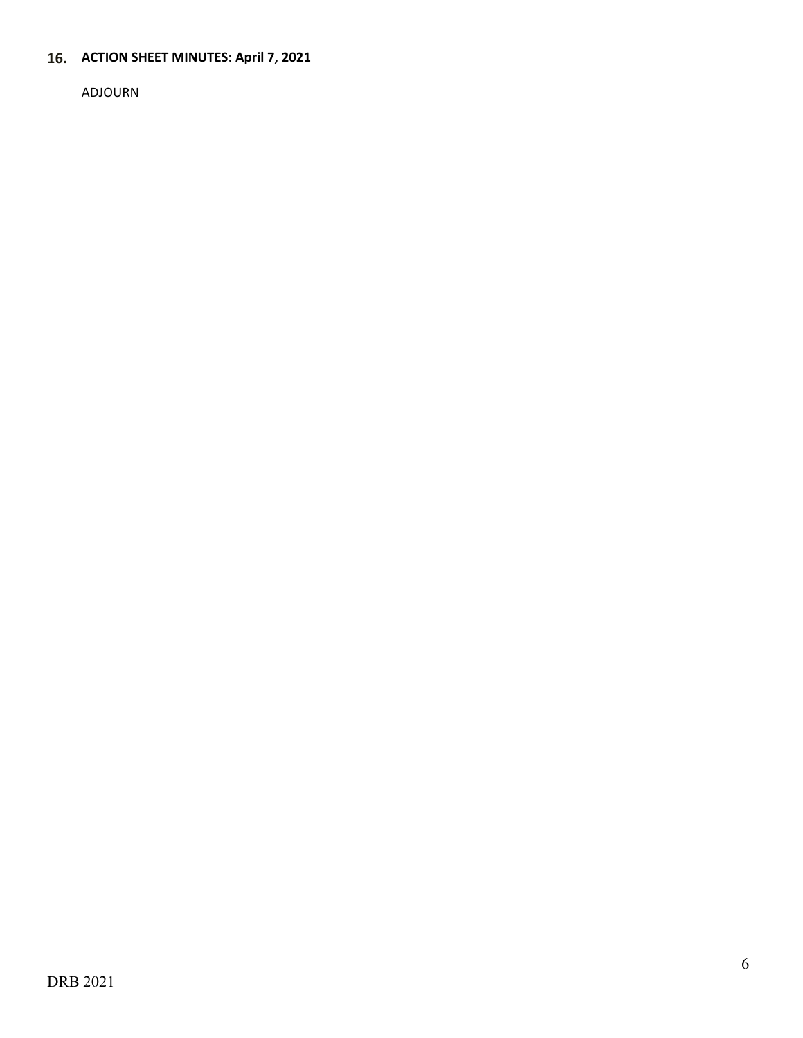**16. ACTION SHEET MINUTES: April 7, 2021**

ADJOURN